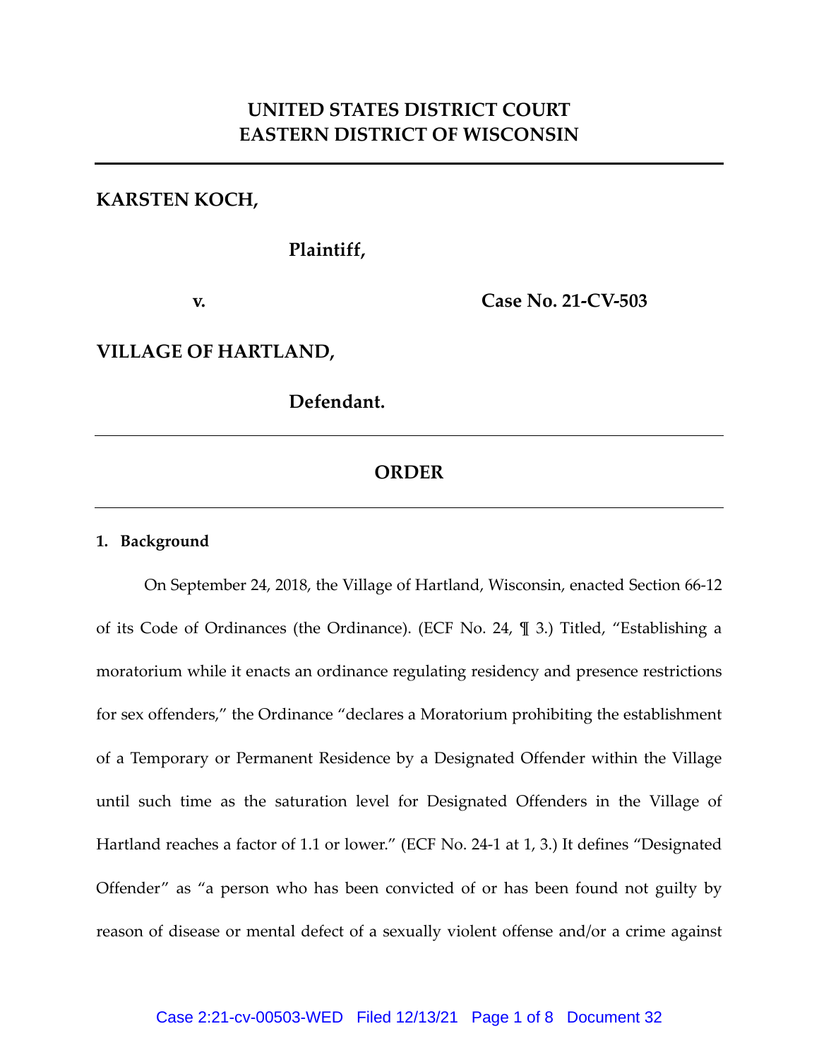# UNITED STATES DISTRICT COURT
# EASTERN DISTRICT OF WISCONSIN

---

**KARSTEN KOCH,**

**Plaintiff,**

**v.** **Case No. 21-CV-503**

**VILLAGE OF HARTLAND,**

**Defendant.**

---

## ORDER

---

### 1. Background

On September 24, 2018, the Village of Hartland, Wisconsin, enacted Section 66-12 of its Code of Ordinances (the Ordinance). (ECF No. 24, ¶ 3.) Titled, "Establishing a moratorium while it enacts an ordinance regulating residency and presence restrictions for sex offenders," the Ordinance "declares a Moratorium prohibiting the establishment of a Temporary or Permanent Residence by a Designated Offender within the Village until such time as the saturation level for Designated Offenders in the Village of Hartland reaches a factor of 1.1 or lower." (ECF No. 24-1 at 1, 3.) It defines "Designated Offender" as "a person who has been convicted of or has been found not guilty by reason of disease or mental defect of a sexually violent offense and/or a crime against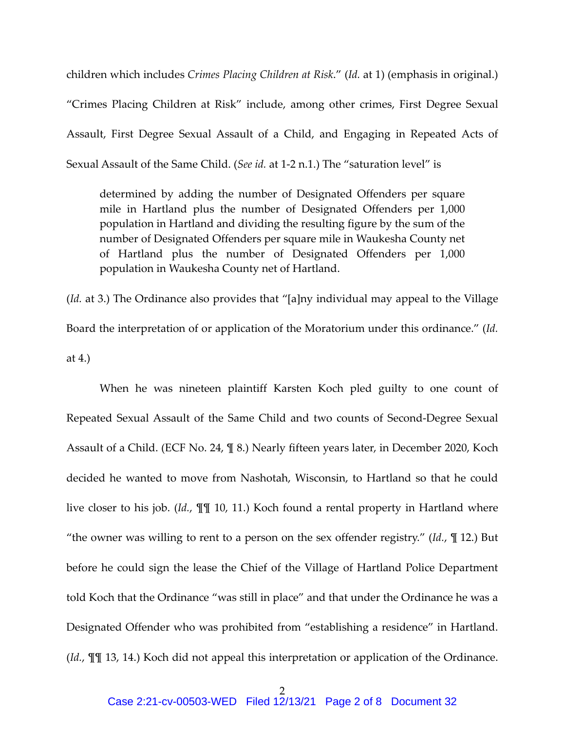children which includes *Crimes Placing Children at Risk*." (*Id.* at 1) (emphasis in original.) "Crimes Placing Children at Risk" include, among other crimes, First Degree Sexual Assault, First Degree Sexual Assault of a Child, and Engaging in Repeated Acts of Sexual Assault of the Same Child. (*See id.* at 1-2 n.1.) The "saturation level" is

> determined by adding the number of Designated Offenders per square mile in Hartland plus the number of Designated Offenders per 1,000 population in Hartland and dividing the resulting figure by the sum of the number of Designated Offenders per square mile in Waukesha County net of Hartland plus the number of Designated Offenders per 1,000 population in Waukesha County net of Hartland.

(*Id.* at 3.) The Ordinance also provides that "[a]ny individual may appeal to the Village Board the interpretation of or application of the Moratorium under this ordinance." (*Id.* at 4.)

When he was nineteen plaintiff Karsten Koch pled guilty to one count of Repeated Sexual Assault of the Same Child and two counts of Second-Degree Sexual Assault of a Child. (ECF No. 24, ¶ 8.) Nearly fifteen years later, in December 2020, Koch decided he wanted to move from Nashotah, Wisconsin, to Hartland so that he could live closer to his job. (*Id.*, ¶¶ 10, 11.) Koch found a rental property in Hartland where "the owner was willing to rent to a person on the sex offender registry." (*Id.*, ¶ 12.) But before he could sign the lease the Chief of the Village of Hartland Police Department told Koch that the Ordinance "was still in place" and that under the Ordinance he was a Designated Offender who was prohibited from "establishing a residence" in Hartland. (*Id.*, ¶¶ 13, 14.) Koch did not appeal this interpretation or application of the Ordinance.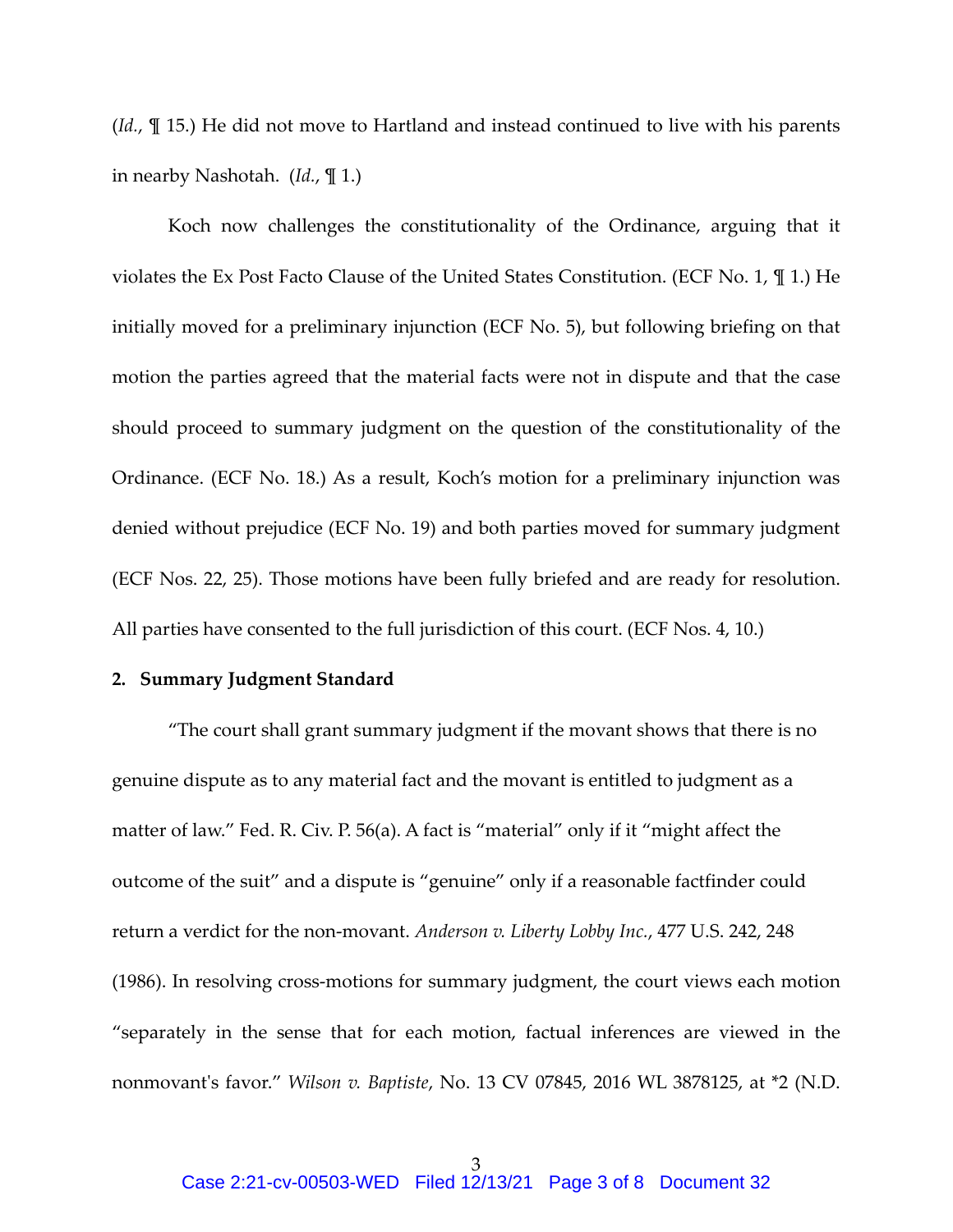(*Id.*, ¶ 15.) He did not move to Hartland and instead continued to live with his parents in nearby Nashotah. (*Id.*, ¶ 1.)

Koch now challenges the constitutionality of the Ordinance, arguing that it violates the Ex Post Facto Clause of the United States Constitution. (ECF No. 1, ¶ 1.) He initially moved for a preliminary injunction (ECF No. 5), but following briefing on that motion the parties agreed that the material facts were not in dispute and that the case should proceed to summary judgment on the question of the constitutionality of the Ordinance. (ECF No. 18.) As a result, Koch's motion for a preliminary injunction was denied without prejudice (ECF No. 19) and both parties moved for summary judgment (ECF Nos. 22, 25). Those motions have been fully briefed and are ready for resolution. All parties have consented to the full jurisdiction of this court. (ECF Nos. 4, 10.)

## 2. Summary Judgment Standard

"The court shall grant summary judgment if the movant shows that there is no genuine dispute as to any material fact and the movant is entitled to judgment as a matter of law." Fed. R. Civ. P. 56(a). A fact is "material" only if it "might affect the outcome of the suit" and a dispute is "genuine" only if a reasonable factfinder could return a verdict for the non-movant. *Anderson v. Liberty Lobby Inc.*, 477 U.S. 242, 248 (1986). In resolving cross-motions for summary judgment, the court views each motion "separately in the sense that for each motion, factual inferences are viewed in the nonmovant's favor." *Wilson v. Baptiste*, No. 13 CV 07845, 2016 WL 3878125, at *2 (N.D.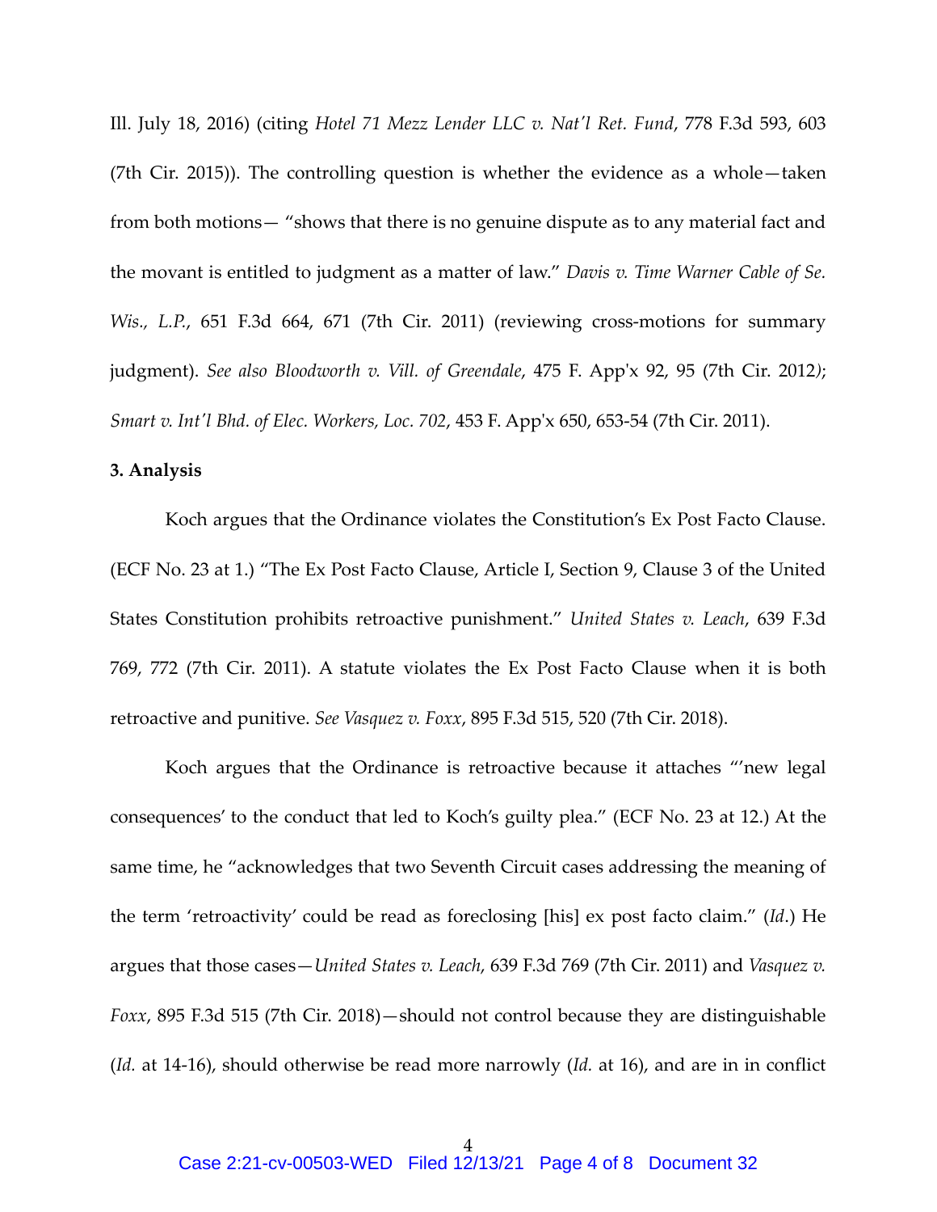Ill. July 18, 2016) (citing *Hotel 71 Mezz Lender LLC v. Nat'l Ret. Fund*, 778 F.3d 593, 603 (7th Cir. 2015)). The controlling question is whether the evidence as a whole—taken from both motions— "shows that there is no genuine dispute as to any material fact and the movant is entitled to judgment as a matter of law." *Davis v. Time Warner Cable of Se. Wis., L.P.*, 651 F.3d 664, 671 (7th Cir. 2011) (reviewing cross-motions for summary judgment). *See also Bloodworth v. Vill. of Greendale*, 475 F. App'x 92, 95 (7th Cir. 2012); *Smart v. Int'l Bhd. of Elec. Workers, Loc. 702*, 453 F. App'x 650, 653-54 (7th Cir. 2011).

**3. Analysis**

Koch argues that the Ordinance violates the Constitution's Ex Post Facto Clause. (ECF No. 23 at 1.) "The Ex Post Facto Clause, Article I, Section 9, Clause 3 of the United States Constitution prohibits retroactive punishment." *United States v. Leach*, 639 F.3d 769, 772 (7th Cir. 2011). A statute violates the Ex Post Facto Clause when it is both retroactive and punitive. *See Vasquez v. Foxx*, 895 F.3d 515, 520 (7th Cir. 2018).

Koch argues that the Ordinance is retroactive because it attaches "'new legal consequences' to the conduct that led to Koch's guilty plea." (ECF No. 23 at 12.) At the same time, he "acknowledges that two Seventh Circuit cases addressing the meaning of the term 'retroactivity' could be read as foreclosing [his] ex post facto claim." (*Id.*) He argues that those cases—*United States v. Leach*, 639 F.3d 769 (7th Cir. 2011) and *Vasquez v. Foxx*, 895 F.3d 515 (7th Cir. 2018)—should not control because they are distinguishable (*Id.* at 14-16), should otherwise be read more narrowly (*Id.* at 16), and are in in conflict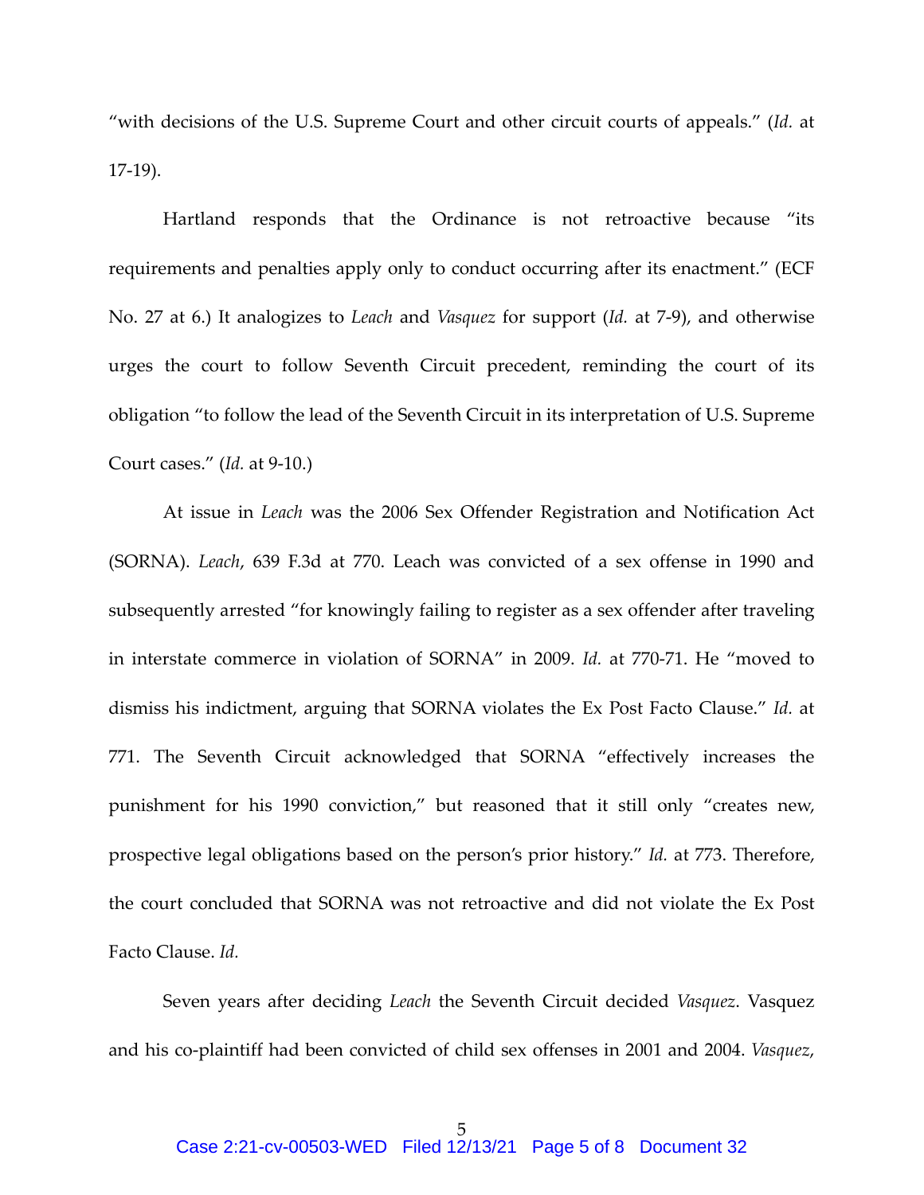"with decisions of the U.S. Supreme Court and other circuit courts of appeals." (*Id.* at 17-19).

Hartland responds that the Ordinance is not retroactive because "its requirements and penalties apply only to conduct occurring after its enactment." (ECF No. 27 at 6.) It analogizes to *Leach* and *Vasquez* for support (*Id.* at 7-9), and otherwise urges the court to follow Seventh Circuit precedent, reminding the court of its obligation "to follow the lead of the Seventh Circuit in its interpretation of U.S. Supreme Court cases." (*Id.* at 9-10.)

At issue in *Leach* was the 2006 Sex Offender Registration and Notification Act (SORNA). *Leach*, 639 F.3d at 770. Leach was convicted of a sex offense in 1990 and subsequently arrested "for knowingly failing to register as a sex offender after traveling in interstate commerce in violation of SORNA" in 2009. *Id.* at 770-71. He "moved to dismiss his indictment, arguing that SORNA violates the Ex Post Facto Clause." *Id.* at 771. The Seventh Circuit acknowledged that SORNA "effectively increases the punishment for his 1990 conviction," but reasoned that it still only "creates new, prospective legal obligations based on the person's prior history." *Id.* at 773. Therefore, the court concluded that SORNA was not retroactive and did not violate the Ex Post Facto Clause. *Id.*

Seven years after deciding *Leach* the Seventh Circuit decided *Vasquez*. Vasquez and his co-plaintiff had been convicted of child sex offenses in 2001 and 2004. *Vasquez*,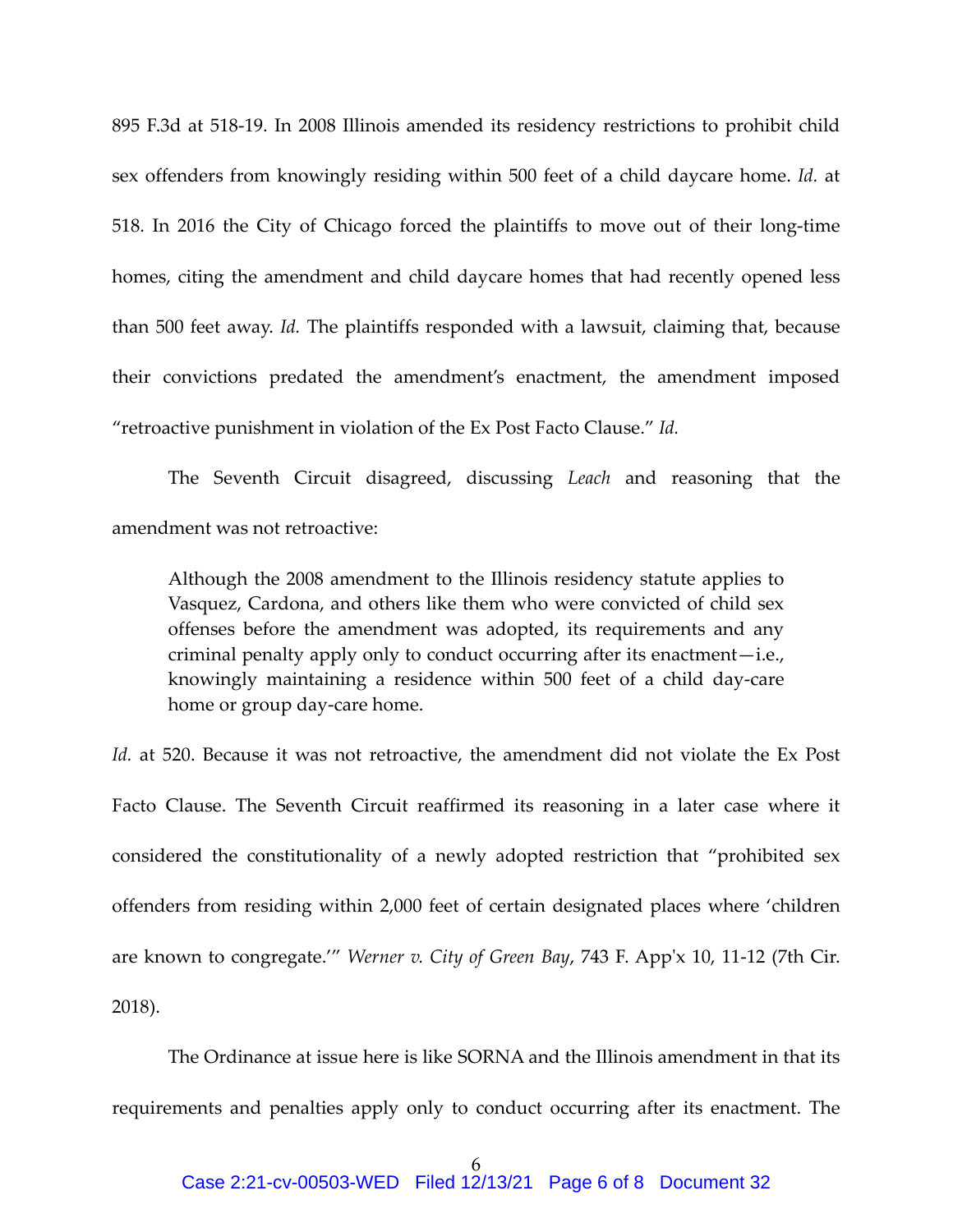895 F.3d at 518-19. In 2008 Illinois amended its residency restrictions to prohibit child sex offenders from knowingly residing within 500 feet of a child daycare home. *Id.* at 518. In 2016 the City of Chicago forced the plaintiffs to move out of their long-time homes, citing the amendment and child daycare homes that had recently opened less than 500 feet away. *Id.* The plaintiffs responded with a lawsuit, claiming that, because their convictions predated the amendment's enactment, the amendment imposed "retroactive punishment in violation of the Ex Post Facto Clause." *Id.*

The Seventh Circuit disagreed, discussing *Leach* and reasoning that the amendment was not retroactive:

> Although the 2008 amendment to the Illinois residency statute applies to Vasquez, Cardona, and others like them who were convicted of child sex offenses before the amendment was adopted, its requirements and any criminal penalty apply only to conduct occurring after its enactment—i.e., knowingly maintaining a residence within 500 feet of a child day-care home or group day-care home.

*Id.* at 520. Because it was not retroactive, the amendment did not violate the Ex Post Facto Clause. The Seventh Circuit reaffirmed its reasoning in a later case where it considered the constitutionality of a newly adopted restriction that "prohibited sex offenders from residing within 2,000 feet of certain designated places where 'children are known to congregate.'" *Werner v. City of Green Bay*, 743 F. App'x 10, 11-12 (7th Cir. 2018).

The Ordinance at issue here is like SORNA and the Illinois amendment in that its requirements and penalties apply only to conduct occurring after its enactment. The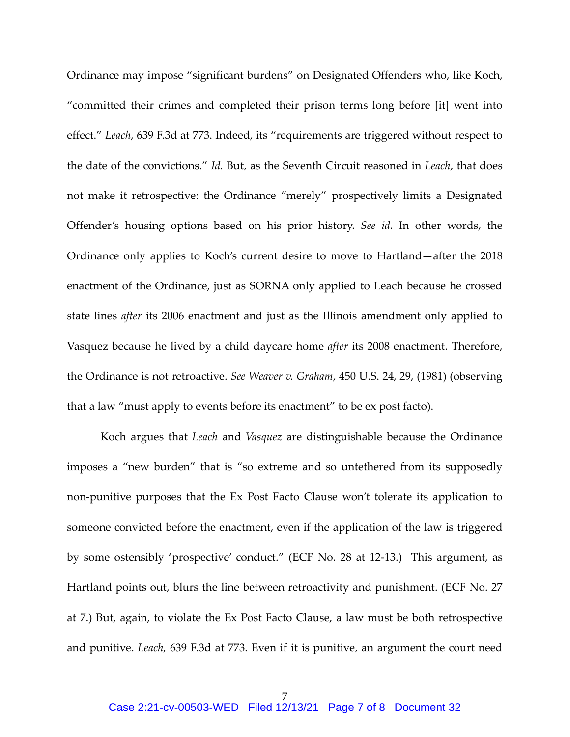Ordinance may impose "significant burdens" on Designated Offenders who, like Koch, "committed their crimes and completed their prison terms long before [it] went into effect." *Leach*, 639 F.3d at 773. Indeed, its "requirements are triggered without respect to the date of the convictions." *Id.* But, as the Seventh Circuit reasoned in *Leach*, that does not make it retrospective: the Ordinance "merely" prospectively limits a Designated Offender's housing options based on his prior history. *See id.* In other words, the Ordinance only applies to Koch's current desire to move to Hartland—after the 2018 enactment of the Ordinance, just as SORNA only applied to Leach because he crossed state lines *after* its 2006 enactment and just as the Illinois amendment only applied to Vasquez because he lived by a child daycare home *after* its 2008 enactment. Therefore, the Ordinance is not retroactive. *See Weaver v. Graham*, 450 U.S. 24, 29, (1981) (observing that a law "must apply to events before its enactment" to be ex post facto).

Koch argues that *Leach* and *Vasquez* are distinguishable because the Ordinance imposes a "new burden" that is "so extreme and so untethered from its supposedly non-punitive purposes that the Ex Post Facto Clause won't tolerate its application to someone convicted before the enactment, even if the application of the law is triggered by some ostensibly 'prospective' conduct." (ECF No. 28 at 12-13.) This argument, as Hartland points out, blurs the line between retroactivity and punishment. (ECF No. 27 at 7.) But, again, to violate the Ex Post Facto Clause, a law must be both retrospective and punitive. *Leach,* 639 F.3d at 773. Even if it is punitive, an argument the court need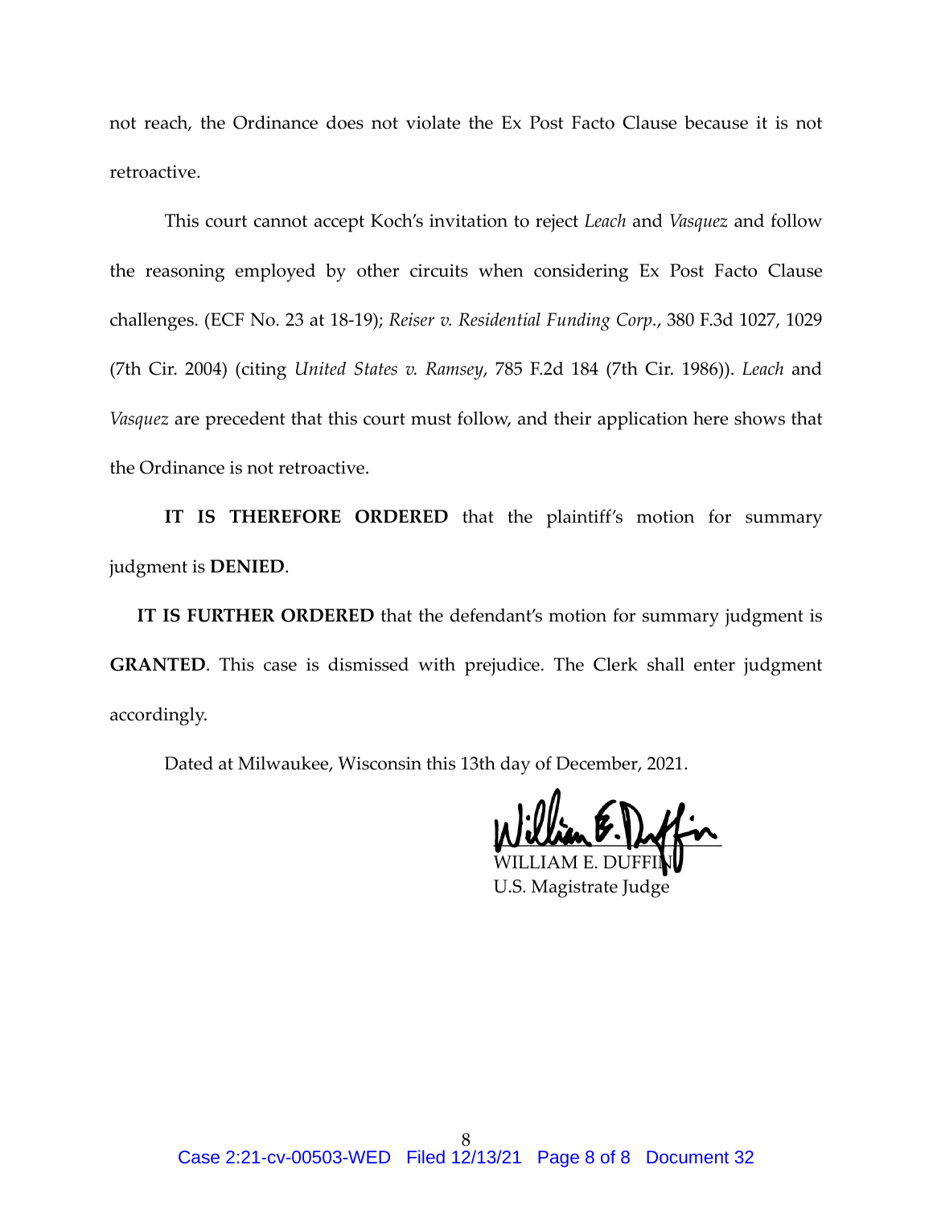not reach, the Ordinance does not violate the Ex Post Facto Clause because it is not retroactive.

This court cannot accept Koch's invitation to reject *Leach* and *Vasquez* and follow the reasoning employed by other circuits when considering Ex Post Facto Clause challenges. (ECF No. 23 at 18-19); *Reiser v. Residential Funding Corp.*, 380 F.3d 1027, 1029 (7th Cir. 2004) (citing *United States v. Ramsey*, 785 F.2d 184 (7th Cir. 1986)). *Leach* and *Vasquez* are precedent that this court must follow, and their application here shows that the Ordinance is not retroactive.

**IT IS THEREFORE ORDERED** that the plaintiff's motion for summary judgment is **DENIED**.

**IT IS FURTHER ORDERED** that the defendant's motion for summary judgment is **GRANTED**. This case is dismissed with prejudice. The Clerk shall enter judgment accordingly.

Dated at Milwaukee, Wisconsin this 13th day of December, 2021.

WILLIAM E. DUFFIN
U.S. Magistrate Judge